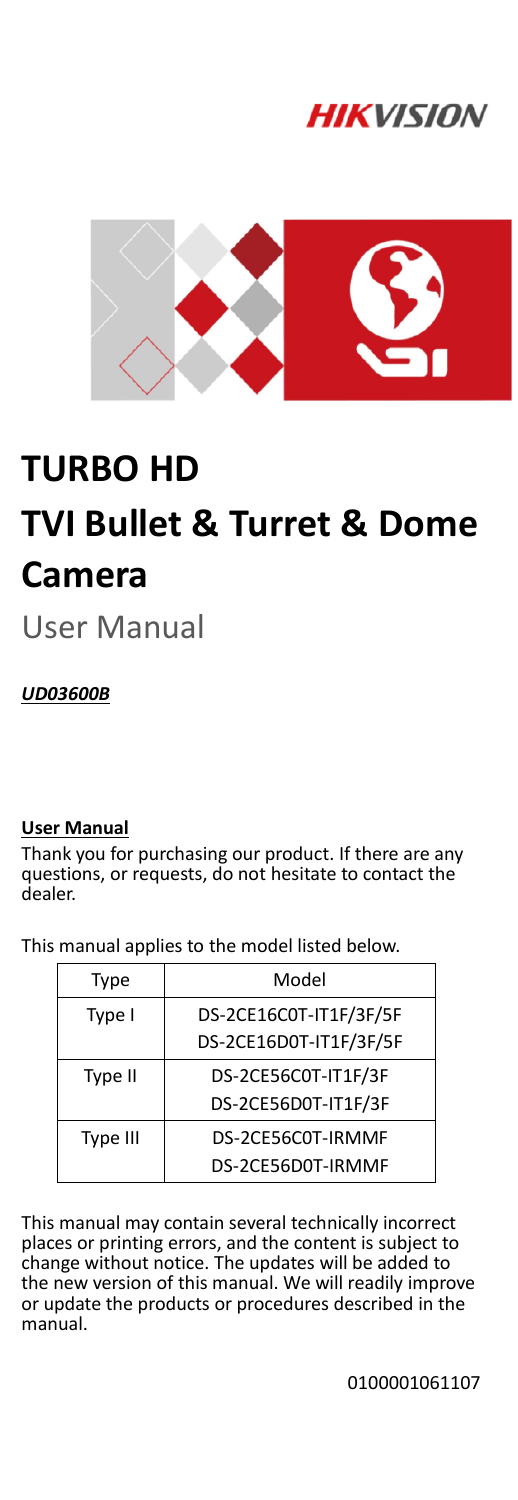HIKVISION

# TURBO HD

# TVI Bullet & Turret & Dome Camera

User Manual

***UD03600B***

**User Manual**

Thank you for purchasing our product. If there are any questions, or requests, do not hesitate to contact the dealer.

This manual applies to the model listed below.

| Type | Model |
|---|---|
| Type I | DS-2CE16C0T-IT1F/3F/5F<br>DS-2CE16D0T-IT1F/3F/5F |
| Type II | DS-2CE56C0T-IT1F/3F<br>DS-2CE56D0T-IT1F/3F |
| Type III | DS-2CE56C0T-IRMMF<br>DS-2CE56D0T-IRMMF |

This manual may contain several technically incorrect places or printing errors, and the content is subject to change without notice. The updates will be added to the new version of this manual. We will readily improve or update the products or procedures described in the manual.

0100001061107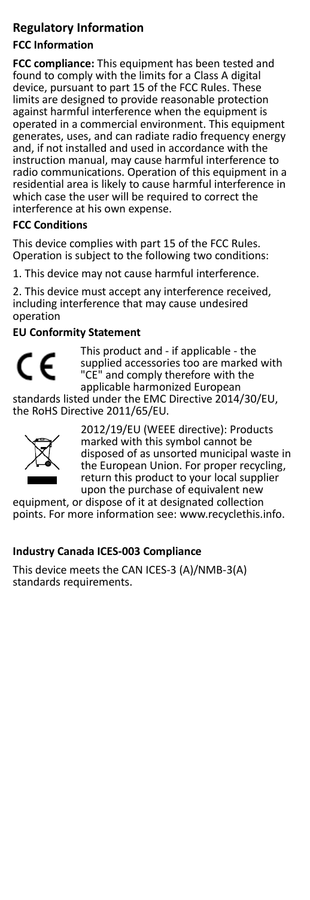## Regulatory Information

### FCC Information

**FCC compliance:** This equipment has been tested and found to comply with the limits for a Class A digital device, pursuant to part 15 of the FCC Rules. These limits are designed to provide reasonable protection against harmful interference when the equipment is operated in a commercial environment. This equipment generates, uses, and can radiate radio frequency energy and, if not installed and used in accordance with the instruction manual, may cause harmful interference to radio communications. Operation of this equipment in a residential area is likely to cause harmful interference in which case the user will be required to correct the interference at his own expense.

### FCC Conditions

This device complies with part 15 of the FCC Rules. Operation is subject to the following two conditions:

1. This device may not cause harmful interference.

2. This device must accept any interference received, including interference that may cause undesired operation

### EU Conformity Statement

This product and - if applicable - the supplied accessories too are marked with "CE" and comply therefore with the applicable harmonized European standards listed under the EMC Directive 2014/30/EU, the RoHS Directive 2011/65/EU.

2012/19/EU (WEEE directive): Products marked with this symbol cannot be disposed of as unsorted municipal waste in the European Union. For proper recycling, return this product to your local supplier upon the purchase of equivalent new equipment, or dispose of it at designated collection points. For more information see: www.recyclethis.info.

### Industry Canada ICES-003 Compliance

This device meets the CAN ICES-3 (A)/NMB-3(A) standards requirements.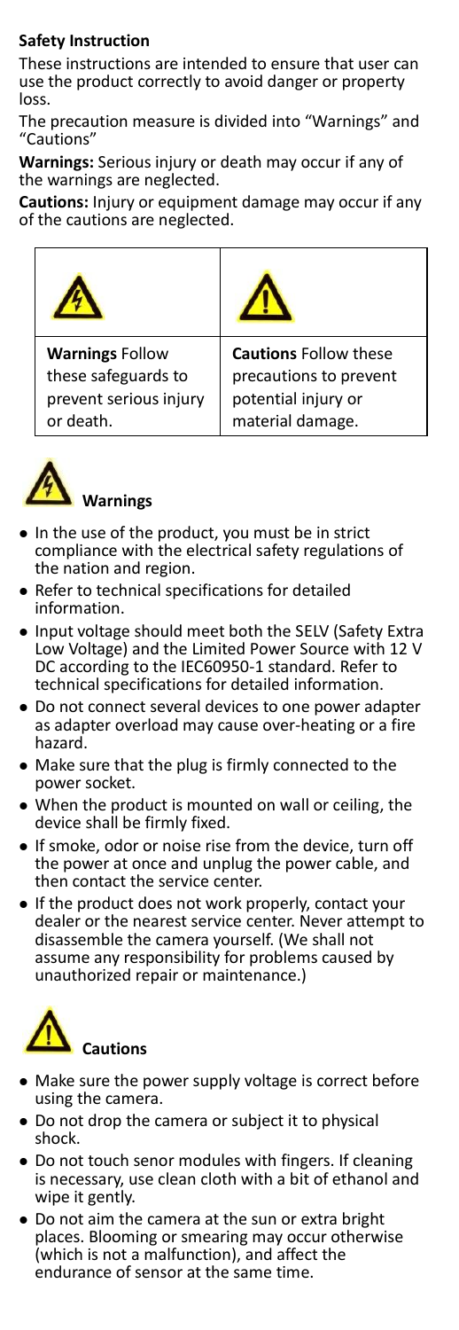**Safety Instruction**

These instructions are intended to ensure that user can use the product correctly to avoid danger or property loss.

The precaution measure is divided into "Warnings" and "Cautions"

**Warnings:** Serious injury or death may occur if any of the warnings are neglected.

**Cautions:** Injury or equipment damage may occur if any of the cautions are neglected.

| **Warnings** Follow these safeguards to prevent serious injury or death. | **Cautions** Follow these precautions to prevent potential injury or material damage. |
| --- | --- |

**Warnings**

- In the use of the product, you must be in strict compliance with the electrical safety regulations of the nation and region.
- Refer to technical specifications for detailed information.
- Input voltage should meet both the SELV (Safety Extra Low Voltage) and the Limited Power Source with 12 V DC according to the IEC60950-1 standard. Refer to technical specifications for detailed information.
- Do not connect several devices to one power adapter as adapter overload may cause over-heating or a fire hazard.
- Make sure that the plug is firmly connected to the power socket.
- When the product is mounted on wall or ceiling, the device shall be firmly fixed.
- If smoke, odor or noise rise from the device, turn off the power at once and unplug the power cable, and then contact the service center.
- If the product does not work properly, contact your dealer or the nearest service center. Never attempt to disassemble the camera yourself. (We shall not assume any responsibility for problems caused by unauthorized repair or maintenance.)

**Cautions**

- Make sure the power supply voltage is correct before using the camera.
- Do not drop the camera or subject it to physical shock.
- Do not touch senor modules with fingers. If cleaning is necessary, use clean cloth with a bit of ethanol and wipe it gently.
- Do not aim the camera at the sun or extra bright places. Blooming or smearing may occur otherwise (which is not a malfunction), and affect the endurance of sensor at the same time.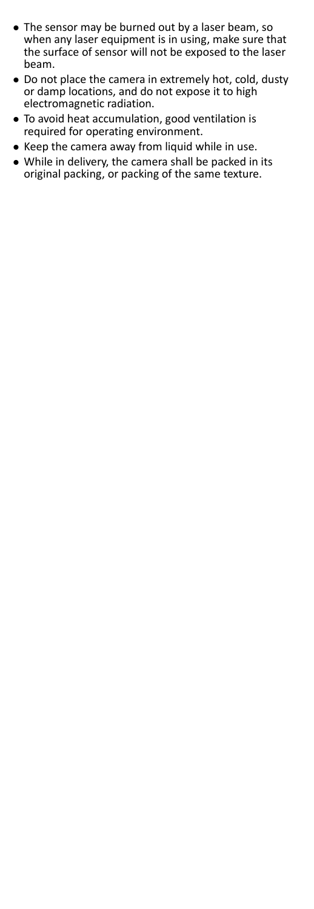- The sensor may be burned out by a laser beam, so when any laser equipment is in using, make sure that the surface of sensor will not be exposed to the laser beam.
- Do not place the camera in extremely hot, cold, dusty or damp locations, and do not expose it to high electromagnetic radiation.
- To avoid heat accumulation, good ventilation is required for operating environment.
- Keep the camera away from liquid while in use.
- While in delivery, the camera shall be packed in its original packing, or packing of the same texture.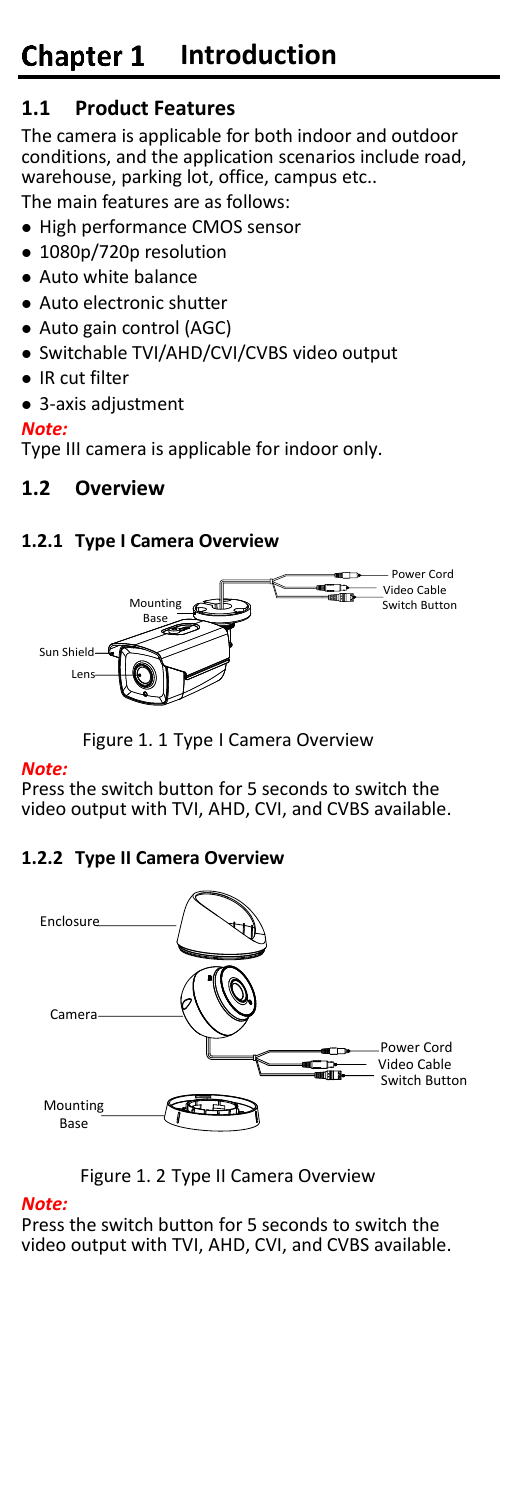# Chapter 1 Introduction

## 1.1 Product Features

The camera is applicable for both indoor and outdoor conditions, and the application scenarios include road, warehouse, parking lot, office, campus etc..

The main features are as follows:

- High performance CMOS sensor
- 1080p/720p resolution
- Auto white balance
- Auto electronic shutter
- Auto gain control (AGC)
- Switchable TVI/AHD/CVI/CVBS video output
- IR cut filter
- 3-axis adjustment

***Note:***

Type III camera is applicable for indoor only.

## 1.2 Overview

### 1.2.1 Type I Camera Overview

Figure 1. 1 Type I Camera Overview

***Note:***

Press the switch button for 5 seconds to switch the video output with TVI, AHD, CVI, and CVBS available.

### 1.2.2 Type II Camera Overview

Figure 1. 2 Type II Camera Overview

***Note:***

Press the switch button for 5 seconds to switch the video output with TVI, AHD, CVI, and CVBS available.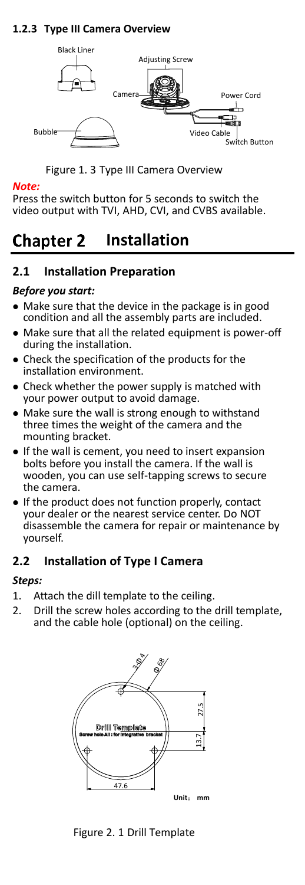### 1.2.3 Type III Camera Overview

Figure 1. 3 Type III Camera Overview

***Note:***

Press the switch button for 5 seconds to switch the video output with TVI, AHD, CVI, and CVBS available.

# Chapter 2 Installation

## 2.1 Installation Preparation

***Before you start:***

- Make sure that the device in the package is in good condition and all the assembly parts are included.
- Make sure that all the related equipment is power-off during the installation.
- Check the specification of the products for the installation environment.
- Check whether the power supply is matched with your power output to avoid damage.
- Make sure the wall is strong enough to withstand three times the weight of the camera and the mounting bracket.
- If the wall is cement, you need to insert expansion bolts before you install the camera. If the wall is wooden, you can use self-tapping screws to secure the camera.
- If the product does not function properly, contact your dealer or the nearest service center. Do NOT disassemble the camera for repair or maintenance by yourself.

## 2.2 Installation of Type I Camera

***Steps:***

1. Attach the dill template to the ceiling.
2. Drill the screw holes according to the drill template, and the cable hole (optional) on the ceiling.

Figure 2. 1 Drill Template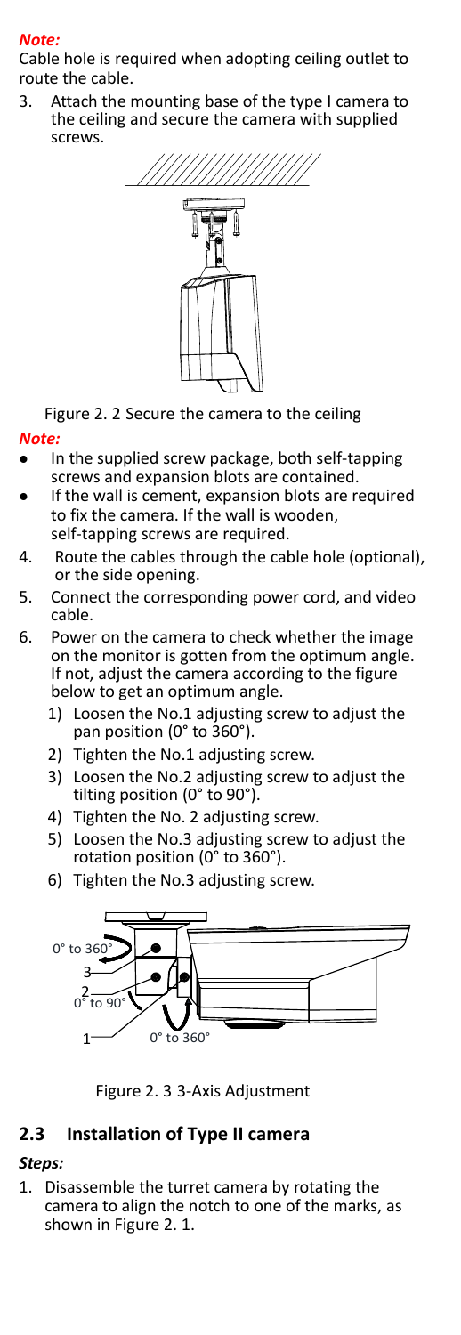***Note:***

Cable hole is required when adopting ceiling outlet to route the cable.

3. Attach the mounting base of the type I camera to the ceiling and secure the camera with supplied screws.

Figure 2. 2 Secure the camera to the ceiling

***Note:***

- In the supplied screw package, both self-tapping screws and expansion blots are contained.
- If the wall is cement, expansion blots are required to fix the camera. If the wall is wooden, self-tapping screws are required.

4. Route the cables through the cable hole (optional), or the side opening.
5. Connect the corresponding power cord, and video cable.
6. Power on the camera to check whether the image on the monitor is gotten from the optimum angle. If not, adjust the camera according to the figure below to get an optimum angle.
   1) Loosen the No.1 adjusting screw to adjust the pan position (0° to 360°).
   2) Tighten the No.1 adjusting screw.
   3) Loosen the No.2 adjusting screw to adjust the tilting position (0° to 90°).
   4) Tighten the No. 2 adjusting screw.
   5) Loosen the No.3 adjusting screw to adjust the rotation position (0° to 360°).
   6) Tighten the No.3 adjusting screw.

Figure 2. 3 3-Axis Adjustment

## 2.3 Installation of Type II camera

***Steps:***

1. Disassemble the turret camera by rotating the camera to align the notch to one of the marks, as shown in Figure 2. 1.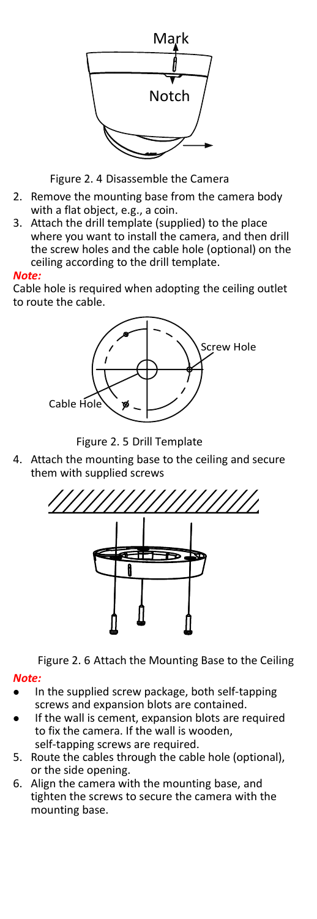Figure 2. 4 Disassemble the Camera

2. Remove the mounting base from the camera body with a flat object, e.g., a coin.
3. Attach the drill template (supplied) to the place where you want to install the camera, and then drill the screw holes and the cable hole (optional) on the ceiling according to the drill template.

***Note:***

Cable hole is required when adopting the ceiling outlet to route the cable.

Figure 2. 5 Drill Template

4. Attach the mounting base to the ceiling and secure them with supplied screws

Figure 2. 6 Attach the Mounting Base to the Ceiling

***Note:***

- In the supplied screw package, both self-tapping screws and expansion blots are contained.
- If the wall is cement, expansion blots are required to fix the camera. If the wall is wooden, self-tapping screws are required.

5. Route the cables through the cable hole (optional), or the side opening.
6. Align the camera with the mounting base, and tighten the screws to secure the camera with the mounting base.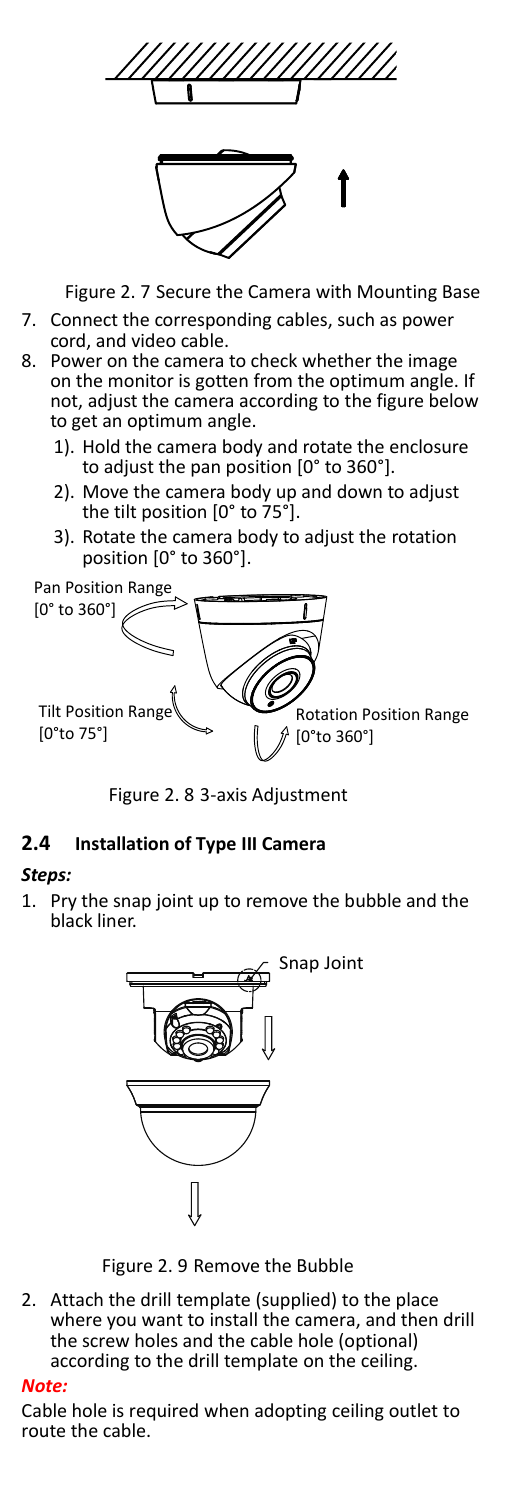Figure 2. 7 Secure the Camera with Mounting Base

7. Connect the corresponding cables, such as power cord, and video cable.
8. Power on the camera to check whether the image on the monitor is gotten from the optimum angle. If not, adjust the camera according to the figure below to get an optimum angle.
   1). Hold the camera body and rotate the enclosure to adjust the pan position [0° to 360°].
   2). Move the camera body up and down to adjust the tilt position [0° to 75°].
   3). Rotate the camera body to adjust the rotation position [0° to 360°].

Pan Position Range [0° to 360°]

Tilt Position Range [0°to 75°]

Rotation Position Range [0°to 360°]

Figure 2. 8 3-axis Adjustment

## 2.4 Installation of Type III Camera

***Steps:***

1. Pry the snap joint up to remove the bubble and the black liner.

Snap Joint

Figure 2. 9 Remove the Bubble

2. Attach the drill template (supplied) to the place where you want to install the camera, and then drill the screw holes and the cable hole (optional) according to the drill template on the ceiling.

***Note:***

Cable hole is required when adopting ceiling outlet to route the cable.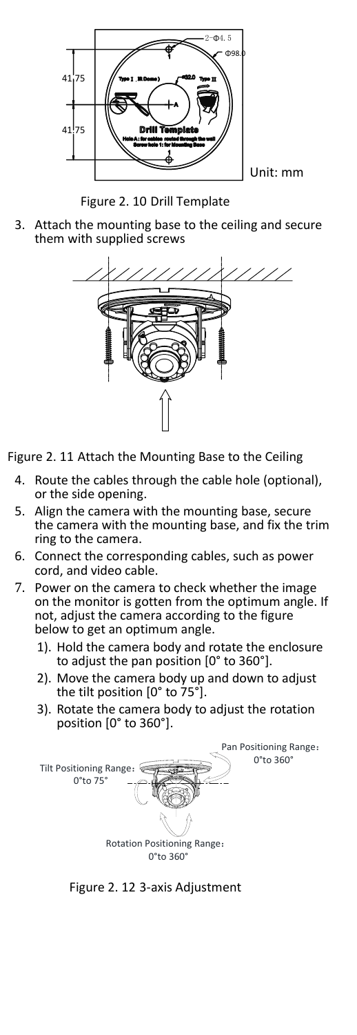2-Φ4.5

Φ98.0

41.75

41.75

Type I , IR Dome)

Φ32.0

Type II

A

Drill Template

Hole A: for cables routed through the wall

Screw hole 1: for Mounting Base

1

Unit: mm

Figure 2. 10 Drill Template

3. Attach the mounting base to the ceiling and secure them with supplied screws

Figure 2. 11 Attach the Mounting Base to the Ceiling

4. Route the cables through the cable hole (optional), or the side opening.
5. Align the camera with the mounting base, secure the camera with the mounting base, and fix the trim ring to the camera.
6. Connect the corresponding cables, such as power cord, and video cable.
7. Power on the camera to check whether the image on the monitor is gotten from the optimum angle. If not, adjust the camera according to the figure below to get an optimum angle.
   1). Hold the camera body and rotate the enclosure to adjust the pan position [0° to 360°].
   2). Move the camera body up and down to adjust the tilt position [0° to 75°].
   3). Rotate the camera body to adjust the rotation position [0° to 360°].

Pan Positioning Range：0°to 360°

Tilt Positioning Range：0°to 75°

Rotation Positioning Range：0°to 360°

Figure 2. 12 3-axis Adjustment